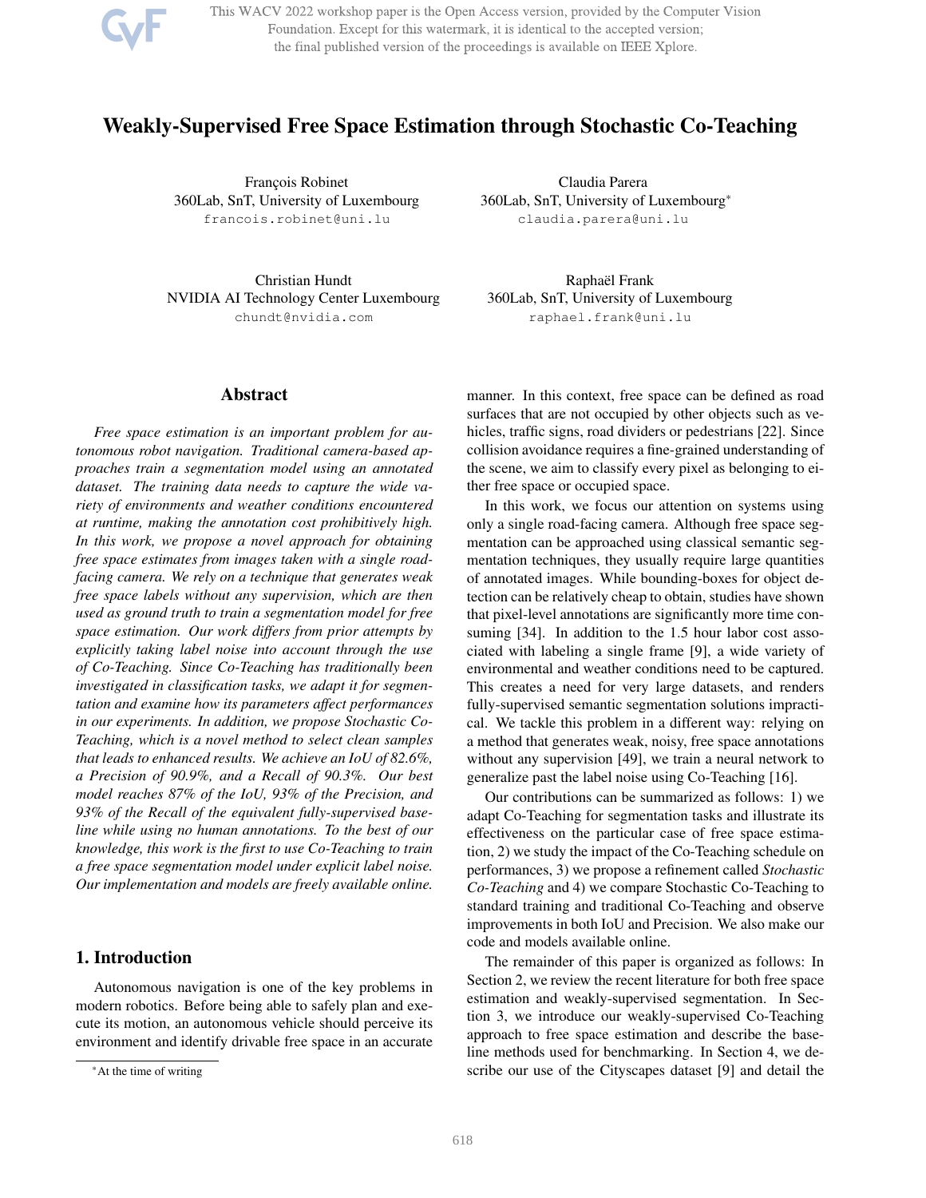# Weakly-Supervised Free Space Estimation through Stochastic Co-Teaching

François Robinet
360Lab, SnT, University of Luxembourg
francois.robinet@uni.lu

Claudia Parera
360Lab, SnT, University of Luxembourg[*]
claudia.parera@uni.lu

Christian Hundt
NVIDIA AI Technology Center Luxembourg
chundt@nvidia.com

Raphaël Frank
360Lab, SnT, University of Luxembourg
raphael.frank@uni.lu

## Abstract

*Free space estimation is an important problem for autonomous robot navigation. Traditional camera-based approaches train a segmentation model using an annotated dataset. The training data needs to capture the wide variety of environments and weather conditions encountered at runtime, making the annotation cost prohibitively high. In this work, we propose a novel approach for obtaining free space estimates from images taken with a single road-facing camera. We rely on a technique that generates weak free space labels without any supervision, which are then used as ground truth to train a segmentation model for free space estimation. Our work differs from prior attempts by explicitly taking label noise into account through the use of Co-Teaching. Since Co-Teaching has traditionally been investigated in classification tasks, we adapt it for segmentation and examine how its parameters affect performances in our experiments. In addition, we propose Stochastic Co-Teaching, which is a novel method to select clean samples that leads to enhanced results. We achieve an IoU of 82.6%, a Precision of 90.9%, and a Recall of 90.3%. Our best model reaches 87% of the IoU, 93% of the Precision, and 93% of the Recall of the equivalent fully-supervised baseline while using no human annotations. To the best of our knowledge, this work is the first to use Co-Teaching to train a free space segmentation model under explicit label noise. Our implementation and models are freely available online.*

## 1. Introduction

Autonomous navigation is one of the key problems in modern robotics. Before being able to safely plan and execute its motion, an autonomous vehicle should perceive its environment and identify drivable free space in an accurate manner. In this context, free space can be defined as road surfaces that are not occupied by other objects such as vehicles, traffic signs, road dividers or pedestrians [22]. Since collision avoidance requires a fine-grained understanding of the scene, we aim to classify every pixel as belonging to either free space or occupied space.

In this work, we focus our attention on systems using only a single road-facing camera. Although free space segmentation can be approached using classical semantic segmentation techniques, they usually require large quantities of annotated images. While bounding-boxes for object detection can be relatively cheap to obtain, studies have shown that pixel-level annotations are significantly more time consuming [34]. In addition to the 1.5 hour labor cost associated with labeling a single frame [9], a wide variety of environmental and weather conditions need to be captured. This creates a need for very large datasets, and renders fully-supervised semantic segmentation solutions impractical. We tackle this problem in a different way: relying on a method that generates weak, noisy, free space annotations without any supervision [49], we train a neural network to generalize past the label noise using Co-Teaching [16].

Our contributions can be summarized as follows: 1) we adapt Co-Teaching for segmentation tasks and illustrate its effectiveness on the particular case of free space estimation, 2) we study the impact of the Co-Teaching schedule on performances, 3) we propose a refinement called *Stochastic Co-Teaching* and 4) we compare Stochastic Co-Teaching to standard training and traditional Co-Teaching and observe improvements in both IoU and Precision. We also make our code and models available online.

The remainder of this paper is organized as follows: In Section 2, we review the recent literature for both free space estimation and weakly-supervised segmentation. In Section 3, we introduce our weakly-supervised Co-Teaching approach to free space estimation and describe the baseline methods used for benchmarking. In Section 4, we describe our use of the Cityscapes dataset [9] and detail the

[*]At the time of writing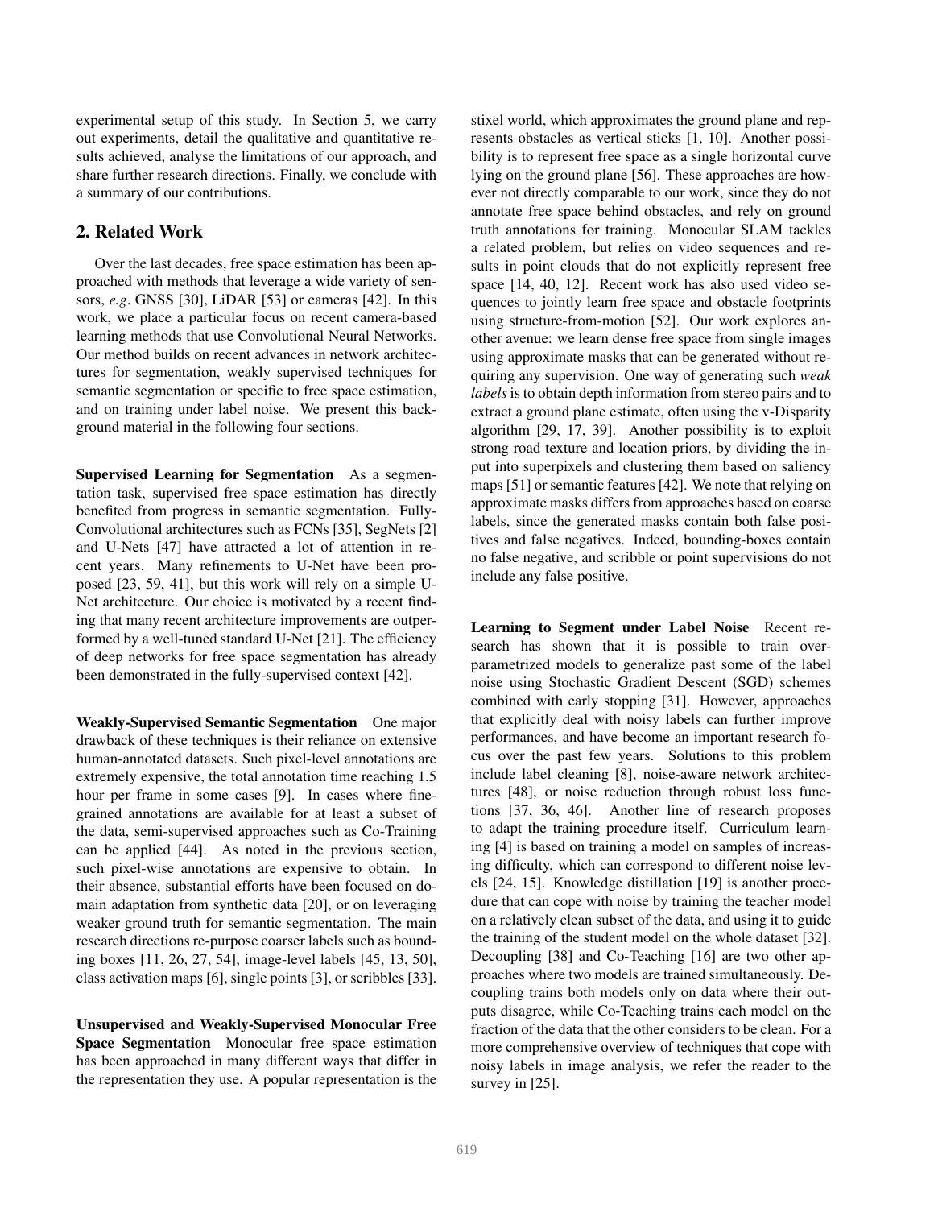experimental setup of this study. In Section 5, we carry out experiments, detail the qualitative and quantitative results achieved, analyse the limitations of our approach, and share further research directions. Finally, we conclude with a summary of our contributions.

## 2. Related Work

Over the last decades, free space estimation has been approached with methods that leverage a wide variety of sensors, *e.g.* GNSS [30], LiDAR [53] or cameras [42]. In this work, we place a particular focus on recent camera-based learning methods that use Convolutional Neural Networks. Our method builds on recent advances in network architectures for segmentation, weakly supervised techniques for semantic segmentation or specific to free space estimation, and on training under label noise. We present this background material in the following four sections.

**Supervised Learning for Segmentation** As a segmentation task, supervised free space estimation has directly benefited from progress in semantic segmentation. Fully-Convolutional architectures such as FCNs [35], SegNets [2] and U-Nets [47] have attracted a lot of attention in recent years. Many refinements to U-Net have been proposed [23, 59, 41], but this work will rely on a simple U-Net architecture. Our choice is motivated by a recent finding that many recent architecture improvements are outperformed by a well-tuned standard U-Net [21]. The efficiency of deep networks for free space segmentation has already been demonstrated in the fully-supervised context [42].

**Weakly-Supervised Semantic Segmentation** One major drawback of these techniques is their reliance on extensive human-annotated datasets. Such pixel-level annotations are extremely expensive, the total annotation time reaching 1.5 hour per frame in some cases [9]. In cases where fine-grained annotations are available for at least a subset of the data, semi-supervised approaches such as Co-Training can be applied [44]. As noted in the previous section, such pixel-wise annotations are expensive to obtain. In their absence, substantial efforts have been focused on domain adaptation from synthetic data [20], or on leveraging weaker ground truth for semantic segmentation. The main research directions re-purpose coarser labels such as bounding boxes [11, 26, 27, 54], image-level labels [45, 13, 50], class activation maps [6], single points [3], or scribbles [33].

**Unsupervised and Weakly-Supervised Monocular Free Space Segmentation** Monocular free space estimation has been approached in many different ways that differ in the representation they use. A popular representation is the stixel world, which approximates the ground plane and represents obstacles as vertical sticks [1, 10]. Another possibility is to represent free space as a single horizontal curve lying on the ground plane [56]. These approaches are however not directly comparable to our work, since they do not annotate free space behind obstacles, and rely on ground truth annotations for training. Monocular SLAM tackles a related problem, but relies on video sequences and results in point clouds that do not explicitly represent free space [14, 40, 12]. Recent work has also used video sequences to jointly learn free space and obstacle footprints using structure-from-motion [52]. Our work explores another avenue: we learn dense free space from single images using approximate masks that can be generated without requiring any supervision. One way of generating such *weak labels* is to obtain depth information from stereo pairs and to extract a ground plane estimate, often using the v-Disparity algorithm [29, 17, 39]. Another possibility is to exploit strong road texture and location priors, by dividing the input into superpixels and clustering them based on saliency maps [51] or semantic features [42]. We note that relying on approximate masks differs from approaches based on coarse labels, since the generated masks contain both false positives and false negatives. Indeed, bounding-boxes contain no false negative, and scribble or point supervisions do not include any false positive.

**Learning to Segment under Label Noise** Recent research has shown that it is possible to train over-parametrized models to generalize past some of the label noise using Stochastic Gradient Descent (SGD) schemes combined with early stopping [31]. However, approaches that explicitly deal with noisy labels can further improve performances, and have become an important research focus over the past few years. Solutions to this problem include label cleaning [8], noise-aware network architectures [48], or noise reduction through robust loss functions [37, 36, 46]. Another line of research proposes to adapt the training procedure itself. Curriculum learning [4] is based on training a model on samples of increasing difficulty, which can correspond to different noise levels [24, 15]. Knowledge distillation [19] is another procedure that can cope with noise by training the teacher model on a relatively clean subset of the data, and using it to guide the training of the student model on the whole dataset [32]. Decoupling [38] and Co-Teaching [16] are two other approaches where two models are trained simultaneously. Decoupling trains both models only on data where their outputs disagree, while Co-Teaching trains each model on the fraction of the data that the other considers to be clean. For a more comprehensive overview of techniques that cope with noisy labels in image analysis, we refer the reader to the survey in [25].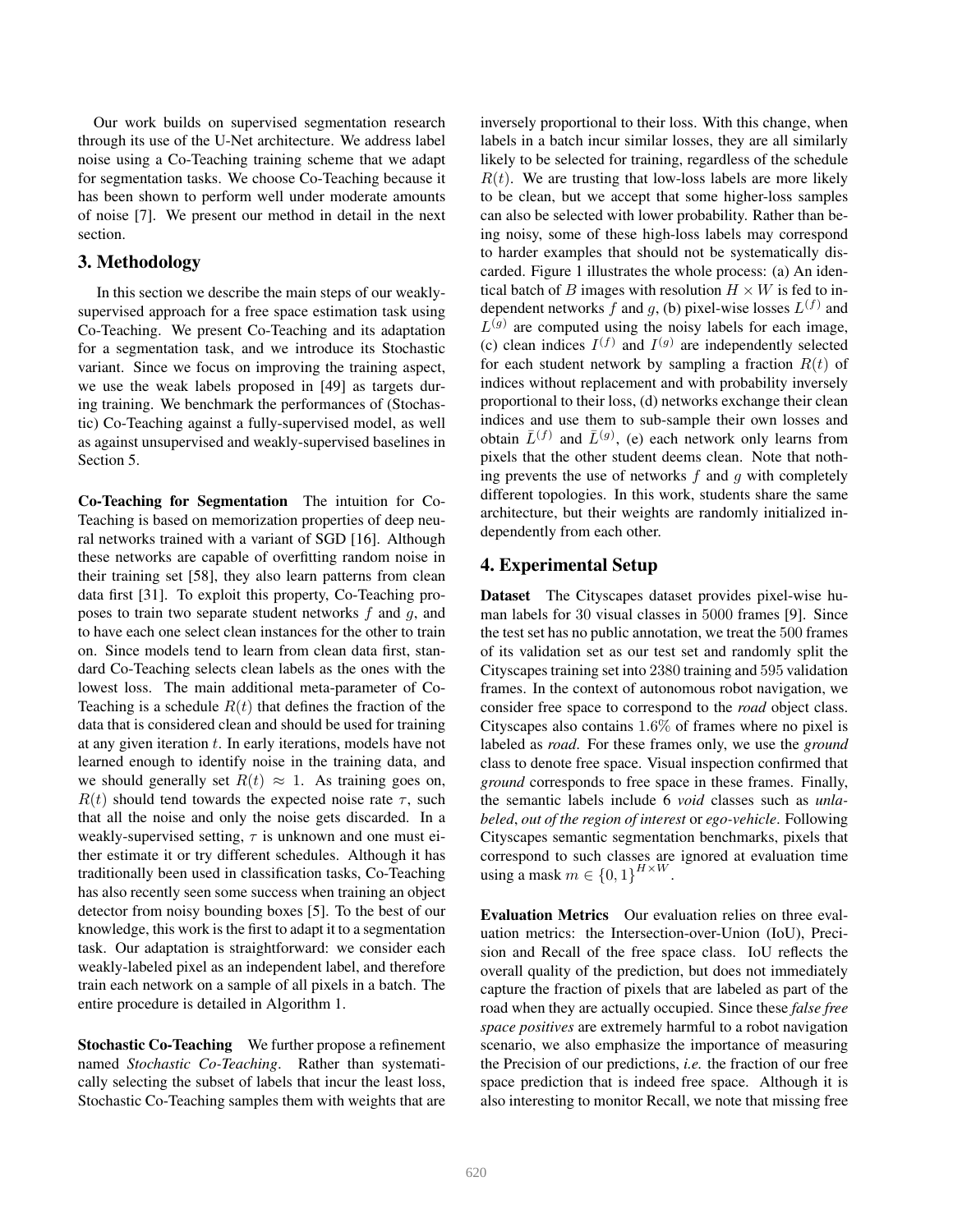Our work builds on supervised segmentation research through its use of the U-Net architecture. We address label noise using a Co-Teaching training scheme that we adapt for segmentation tasks. We choose Co-Teaching because it has been shown to perform well under moderate amounts of noise [7]. We present our method in detail in the next section.

## 3. Methodology

In this section we describe the main steps of our weakly-supervised approach for a free space estimation task using Co-Teaching. We present Co-Teaching and its adaptation for a segmentation task, and we introduce its Stochastic variant. Since we focus on improving the training aspect, we use the weak labels proposed in [49] as targets during training. We benchmark the performances of (Stochastic) Co-Teaching against a fully-supervised model, as well as against unsupervised and weakly-supervised baselines in Section 5.

**Co-Teaching for Segmentation** The intuition for Co-Teaching is based on memorization properties of deep neural networks trained with a variant of SGD [16]. Although these networks are capable of overfitting random noise in their training set [58], they also learn patterns from clean data first [31]. To exploit this property, Co-Teaching proposes to train two separate student networks $f$ and $g$, and to have each one select clean instances for the other to train on. Since models tend to learn from clean data first, standard Co-Teaching selects clean labels as the ones with the lowest loss. The main additional meta-parameter of Co-Teaching is a schedule $R(t)$ that defines the fraction of the data that is considered clean and should be used for training at any given iteration $t$. In early iterations, models have not learned enough to identify noise in the training data, and we should generally set $R(t) \approx 1$. As training goes on, $R(t)$ should tend towards the expected noise rate $\tau$, such that all the noise and only the noise gets discarded. In a weakly-supervised setting, $\tau$ is unknown and one must either estimate it or try different schedules. Although it has traditionally been used in classification tasks, Co-Teaching has also recently seen some success when training an object detector from noisy bounding boxes [5]. To the best of our knowledge, this work is the first to adapt it to a segmentation task. Our adaptation is straightforward: we consider each weakly-labeled pixel as an independent label, and therefore train each network on a sample of all pixels in a batch. The entire procedure is detailed in Algorithm 1.

**Stochastic Co-Teaching** We further propose a refinement named *Stochastic Co-Teaching*. Rather than systematically selecting the subset of labels that incur the least loss, Stochastic Co-Teaching samples them with weights that are inversely proportional to their loss. With this change, when labels in a batch incur similar losses, they are all similarly likely to be selected for training, regardless of the schedule $R(t)$. We are trusting that low-loss labels are more likely to be clean, but we accept that some higher-loss samples can also be selected with lower probability. Rather than being noisy, some of these high-loss labels may correspond to harder examples that should not be systematically discarded. Figure 1 illustrates the whole process: (a) An identical batch of $B$ images with resolution $H \times W$ is fed to independent networks $f$ and $g$, (b) pixel-wise losses $L^{(f)}$ and $L^{(g)}$ are computed using the noisy labels for each image, (c) clean indices $I^{(f)}$ and $I^{(g)}$ are independently selected for each student network by sampling a fraction $R(t)$ of indices without replacement and with probability inversely proportional to their loss, (d) networks exchange their clean indices and use them to sub-sample their own losses and obtain $\bar{L}^{(f)}$ and $\bar{L}^{(g)}$, (e) each network only learns from pixels that the other student deems clean. Note that nothing prevents the use of networks $f$ and $g$ with completely different topologies. In this work, students share the same architecture, but their weights are randomly initialized independently from each other.

## 4. Experimental Setup

**Dataset** The Cityscapes dataset provides pixel-wise human labels for 30 visual classes in 5000 frames [9]. Since the test set has no public annotation, we treat the 500 frames of its validation set as our test set and randomly split the Cityscapes training set into 2380 training and 595 validation frames. In the context of autonomous robot navigation, we consider free space to correspond to the *road* object class. Cityscapes also contains 1.6% of frames where no pixel is labeled as *road*. For these frames only, we use the *ground* class to denote free space. Visual inspection confirmed that *ground* corresponds to free space in these frames. Finally, the semantic labels include 6 *void* classes such as *unlabeled*, *out of the region of interest* or *ego-vehicle*. Following Cityscapes semantic segmentation benchmarks, pixels that correspond to such classes are ignored at evaluation time using a mask $m \in \{0, 1\}^{H \times W}$.

**Evaluation Metrics** Our evaluation relies on three evaluation metrics: the Intersection-over-Union (IoU), Precision and Recall of the free space class. IoU reflects the overall quality of the prediction, but does not immediately capture the fraction of pixels that are labeled as part of the road when they are actually occupied. Since these *false free space positives* are extremely harmful to a robot navigation scenario, we also emphasize the importance of measuring the Precision of our predictions, *i.e.* the fraction of our free space prediction that is indeed free space. Although it is also interesting to monitor Recall, we note that missing free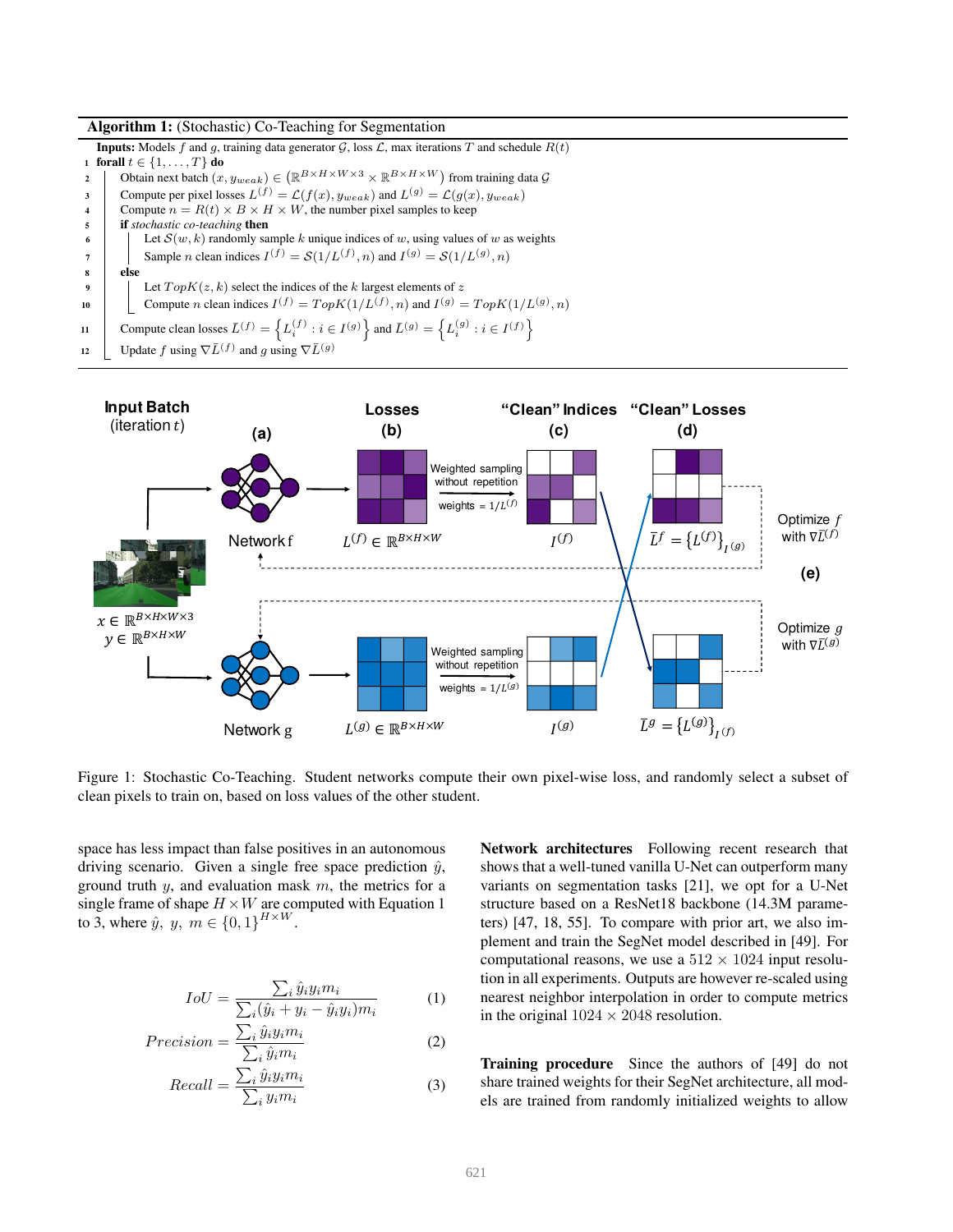**Algorithm 1:** (Stochastic) Co-Teaching for Segmentation

```
Inputs: Models f and g, training data generator G, loss L, max iterations T and schedule R(t)
1  forall t ∈ {1, ..., T} do
2      Obtain next batch (x, y_weak) ∈ (R^{B×H×W×3} × R^{B×H×W}) from training data G
3      Compute per pixel losses L^(f) = L(f(x), y_weak) and L^(g) = L(g(x), y_weak)
4      Compute n = R(t) × B × H × W, the number pixel samples to keep
5      if stochastic co-teaching then
6          Let S(w, k) randomly sample k unique indices of w, using values of w as weights
7          Sample n clean indices I^(f) = S(1/L^(f), n) and I^(g) = S(1/L^(g), n)
8      else
9          Let TopK(z, k) select the indices of the k largest elements of z
10         Compute n clean indices I^(f) = TopK(1/L^(f), n) and I^(g) = TopK(1/L^(g), n)
11     Compute clean losses L̄^(f) = {L_i^(f) : i ∈ I^(g)} and L̄^(g) = {L_i^(g) : i ∈ I^(f)}
12     Update f using ∇L̄^(f) and g using ∇L̄^(g)
```

Figure 1: Stochastic Co-Teaching. Student networks compute their own pixel-wise loss, and randomly select a subset of clean pixels to train on, based on loss values of the other student.

space has less impact than false positives in an autonomous driving scenario. Given a single free space prediction $\hat{y}$, ground truth $y$, and evaluation mask $m$, the metrics for a single frame of shape $H \times W$ are computed with Equation 1 to 3, where $\hat{y},\ y,\ m \in \{0,1\}^{H\times W}$.

$$IoU = \frac{\sum_i \hat{y}_i y_i m_i}{\sum_i (\hat{y}_i + y_i - \hat{y}_i y_i) m_i} \tag{1}$$

$$Precision = \frac{\sum_i \hat{y}_i y_i m_i}{\sum_i \hat{y}_i m_i} \tag{2}$$

$$Recall = \frac{\sum_i \hat{y}_i y_i m_i}{\sum_i y_i m_i} \tag{3}$$

**Network architectures** Following recent research that shows that a well-tuned vanilla U-Net can outperform many variants on segmentation tasks [21], we opt for a U-Net structure based on a ResNet18 backbone (14.3M parameters) [47, 18, 55]. To compare with prior art, we also implement and train the SegNet model described in [49]. For computational reasons, we use a $512 \times 1024$ input resolution in all experiments. Outputs are however re-scaled using nearest neighbor interpolation in order to compute metrics in the original $1024 \times 2048$ resolution.

**Training procedure** Since the authors of [49] do not share trained weights for their SegNet architecture, all models are trained from randomly initialized weights to allow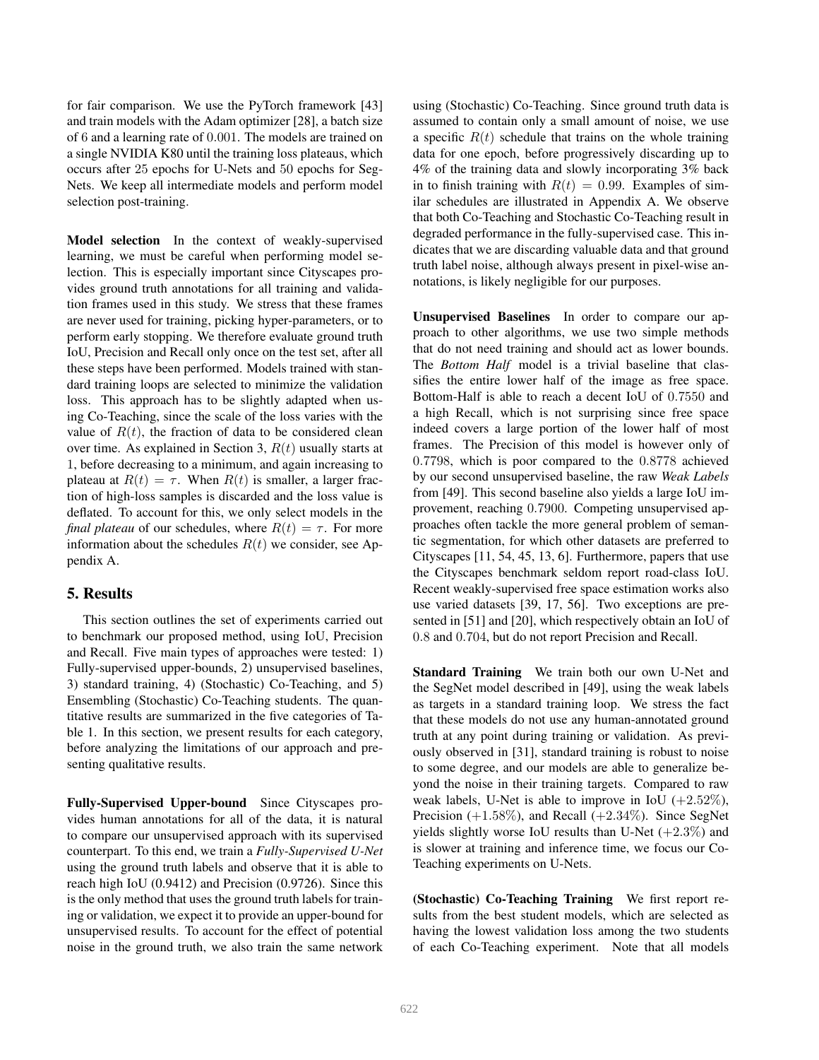for fair comparison. We use the PyTorch framework [43] and train models with the Adam optimizer [28], a batch size of 6 and a learning rate of $0.001$. The models are trained on a single NVIDIA K80 until the training loss plateaus, which occurs after $25$ epochs for U-Nets and $50$ epochs for SegNets. We keep all intermediate models and perform model selection post-training.

**Model selection** In the context of weakly-supervised learning, we must be careful when performing model selection. This is especially important since Cityscapes provides ground truth annotations for all training and validation frames used in this study. We stress that these frames are never used for training, picking hyper-parameters, or to perform early stopping. We therefore evaluate ground truth IoU, Precision and Recall only once on the test set, after all these steps have been performed. Models trained with standard training loops are selected to minimize the validation loss. This approach has to be slightly adapted when using Co-Teaching, since the scale of the loss varies with the value of $R(t)$, the fraction of data to be considered clean over time. As explained in Section 3, $R(t)$ usually starts at $1$, before decreasing to a minimum, and again increasing to plateau at $R(t) = \tau$. When $R(t)$ is smaller, a larger fraction of high-loss samples is discarded and the loss value is deflated. To account for this, we only select models in the *final plateau* of our schedules, where $R(t) = \tau$. For more information about the schedules $R(t)$ we consider, see Appendix A.

## 5. Results

This section outlines the set of experiments carried out to benchmark our proposed method, using IoU, Precision and Recall. Five main types of approaches were tested: 1) Fully-supervised upper-bounds, 2) unsupervised baselines, 3) standard training, 4) (Stochastic) Co-Teaching, and 5) Ensembling (Stochastic) Co-Teaching students. The quantitative results are summarized in the five categories of Table 1. In this section, we present results for each category, before analyzing the limitations of our approach and presenting qualitative results.

**Fully-Supervised Upper-bound** Since Cityscapes provides human annotations for all of the data, it is natural to compare our unsupervised approach with its supervised counterpart. To this end, we train a *Fully-Supervised U-Net* using the ground truth labels and observe that it is able to reach high IoU (0.9412) and Precision (0.9726). Since this is the only method that uses the ground truth labels for training or validation, we expect it to provide an upper-bound for unsupervised results. To account for the effect of potential noise in the ground truth, we also train the same network using (Stochastic) Co-Teaching. Since ground truth data is assumed to contain only a small amount of noise, we use a specific $R(t)$ schedule that trains on the whole training data for one epoch, before progressively discarding up to $4\%$ of the training data and slowly incorporating $3\%$ back in to finish training with $R(t) = 0.99$. Examples of similar schedules are illustrated in Appendix A. We observe that both Co-Teaching and Stochastic Co-Teaching result in degraded performance in the fully-supervised case. This indicates that we are discarding valuable data and that ground truth label noise, although always present in pixel-wise annotations, is likely negligible for our purposes.

**Unsupervised Baselines** In order to compare our approach to other algorithms, we use two simple methods that do not need training and should act as lower bounds. The *Bottom Half* model is a trivial baseline that classifies the entire lower half of the image as free space. Bottom-Half is able to reach a decent IoU of $0.7550$ and a high Recall, which is not surprising since free space indeed covers a large portion of the lower half of most frames. The Precision of this model is however only of $0.7798$, which is poor compared to the $0.8778$ achieved by our second unsupervised baseline, the raw *Weak Labels* from [49]. This second baseline also yields a large IoU improvement, reaching $0.7900$. Competing unsupervised approaches often tackle the more general problem of semantic segmentation, for which other datasets are preferred to Cityscapes [11, 54, 45, 13, 6]. Furthermore, papers that use the Cityscapes benchmark seldom report road-class IoU. Recent weakly-supervised free space estimation works also use varied datasets [39, 17, 56]. Two exceptions are presented in [51] and [20], which respectively obtain an IoU of $0.8$ and $0.704$, but do not report Precision and Recall.

**Standard Training** We train both our own U-Net and the SegNet model described in [49], using the weak labels as targets in a standard training loop. We stress the fact that these models do not use any human-annotated ground truth at any point during training or validation. As previously observed in [31], standard training is robust to noise to some degree, and our models are able to generalize beyond the noise in their training targets. Compared to raw weak labels, U-Net is able to improve in IoU ($+2.52\%$), Precision ($+1.58\%$), and Recall ($+2.34\%$). Since SegNet yields slightly worse IoU results than U-Net ($+2.3\%$) and is slower at training and inference time, we focus our Co-Teaching experiments on U-Nets.

**(Stochastic) Co-Teaching Training** We first report results from the best student models, which are selected as having the lowest validation loss among the two students of each Co-Teaching experiment. Note that all models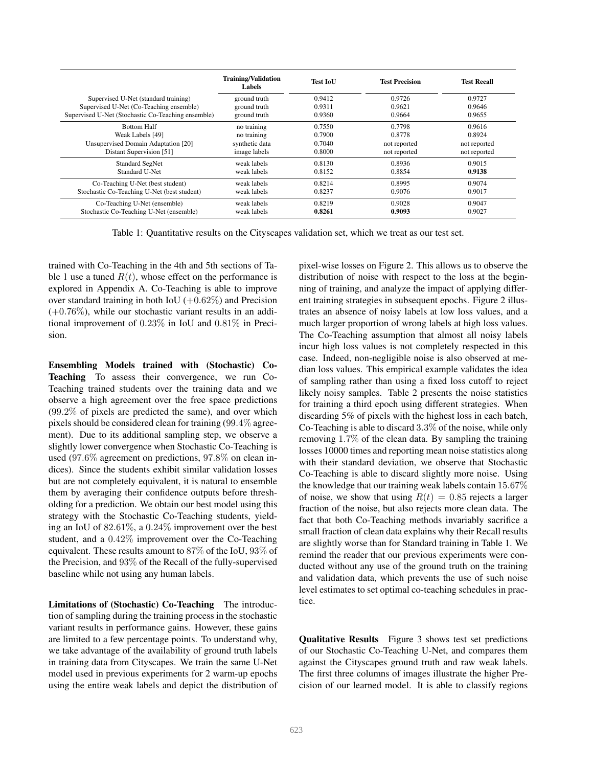| | Training/Validation Labels | Test IoU | Test Precision | Test Recall |
|---|---|---|---|---|
| Supervised U-Net (standard training) | ground truth | 0.9412 | 0.9726 | 0.9727 |
| Supervised U-Net (Co-Teaching ensemble) | ground truth | 0.9311 | 0.9621 | 0.9646 |
| Supervised U-Net (Stochastic Co-Teaching ensemble) | ground truth | 0.9360 | 0.9664 | 0.9655 |
| Bottom Half | no training | 0.7550 | 0.7798 | 0.9616 |
| Weak Labels [49] | no training | 0.7900 | 0.8778 | 0.8924 |
| Unsupervised Domain Adaptation [20] | synthetic data | 0.7040 | not reported | not reported |
| Distant Supervision [51] | image labels | 0.8000 | not reported | not reported |
| Standard SegNet | weak labels | 0.8130 | 0.8936 | 0.9015 |
| Standard U-Net | weak labels | 0.8152 | 0.8854 | **0.9138** |
| Co-Teaching U-Net (best student) | weak labels | 0.8214 | 0.8995 | 0.9074 |
| Stochastic Co-Teaching U-Net (best student) | weak labels | 0.8237 | 0.9076 | 0.9017 |
| Co-Teaching U-Net (ensemble) | weak labels | 0.8219 | 0.9028 | 0.9047 |
| Stochastic Co-Teaching U-Net (ensemble) | weak labels | **0.8261** | **0.9093** | 0.9027 |

Table 1: Quantitative results on the Cityscapes validation set, which we treat as our test set.

trained with Co-Teaching in the 4th and 5th sections of Table 1 use a tuned $R(t)$, whose effect on the performance is explored in Appendix A. Co-Teaching is able to improve over standard training in both IoU ($+0.62\%$) and Precision ($+0.76\%$), while our stochastic variant results in an additional improvement of $0.23\%$ in IoU and $0.81\%$ in Precision.

**Ensembling Models trained with (Stochastic) Co-Teaching** To assess their convergence, we run Co-Teaching trained students over the training data and we observe a high agreement over the free space predictions ($99.2\%$ of pixels are predicted the same), and over which pixels should be considered clean for training ($99.4\%$ agreement). Due to its additional sampling step, we observe a slightly lower convergence when Stochastic Co-Teaching is used ($97.6\%$ agreement on predictions, $97.8\%$ on clean indices). Since the students exhibit similar validation losses but are not completely equivalent, it is natural to ensemble them by averaging their confidence outputs before thresholding for a prediction. We obtain our best model using this strategy with the Stochastic Co-Teaching students, yielding an IoU of $82.61\%$, a $0.24\%$ improvement over the best student, and a $0.42\%$ improvement over the Co-Teaching equivalent. These results amount to $87\%$ of the IoU, $93\%$ of the Precision, and $93\%$ of the Recall of the fully-supervised baseline while not using any human labels.

**Limitations of (Stochastic) Co-Teaching** The introduction of sampling during the training process in the stochastic variant results in performance gains. However, these gains are limited to a few percentage points. To understand why, we take advantage of the availability of ground truth labels in training data from Cityscapes. We train the same U-Net model used in previous experiments for 2 warm-up epochs using the entire weak labels and depict the distribution of pixel-wise losses on Figure 2. This allows us to observe the distribution of noise with respect to the loss at the beginning of training, and analyze the impact of applying different training strategies in subsequent epochs. Figure 2 illustrates an absence of noisy labels at low loss values, and a much larger proportion of wrong labels at high loss values. The Co-Teaching assumption that almost all noisy labels incur high loss values is not completely respected in this case. Indeed, non-negligible noise is also observed at median loss values. This empirical example validates the idea of sampling rather than using a fixed loss cutoff to reject likely noisy samples. Table 2 presents the noise statistics for training a third epoch using different strategies. When discarding 5% of pixels with the highest loss in each batch, Co-Teaching is able to discard $3.3\%$ of the noise, while only removing $1.7\%$ of the clean data. By sampling the training losses 10000 times and reporting mean noise statistics along with their standard deviation, we observe that Stochastic Co-Teaching is able to discard slightly more noise. Using the knowledge that our training weak labels contain $15.67\%$ of noise, we show that using $R(t) = 0.85$ rejects a larger fraction of the noise, but also rejects more clean data. The fact that both Co-Teaching methods invariably sacrifice a small fraction of clean data explains why their Recall results are slightly worse than for Standard training in Table 1. We remind the reader that our previous experiments were conducted without any use of the ground truth on the training and validation data, which prevents the use of such noise level estimates to set optimal co-teaching schedules in practice.

**Qualitative Results** Figure 3 shows test set predictions of our Stochastic Co-Teaching U-Net, and compares them against the Cityscapes ground truth and raw weak labels. The first three columns of images illustrate the higher Precision of our learned model. It is able to classify regions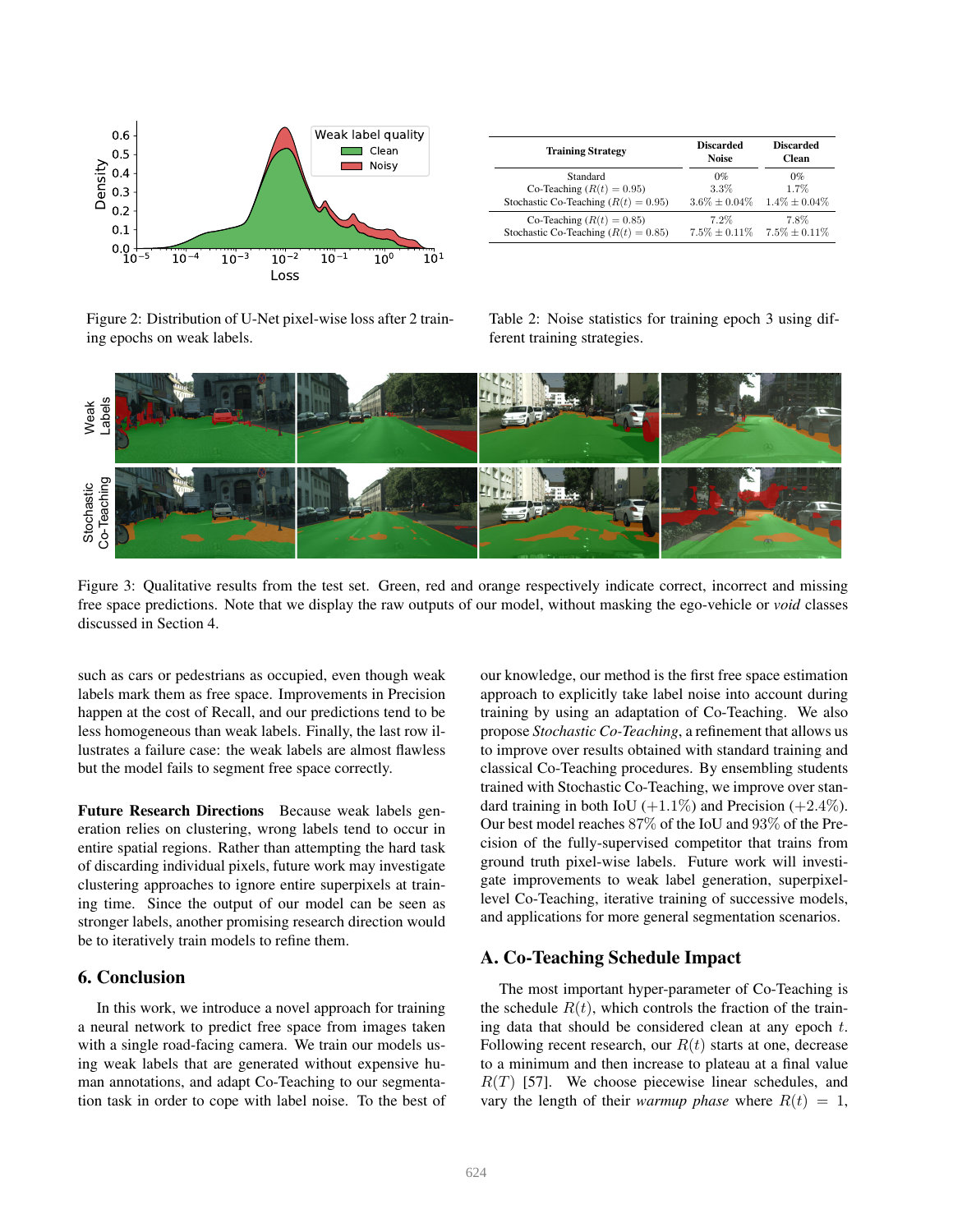Figure 2: Distribution of U-Net pixel-wise loss after 2 training epochs on weak labels.

| Training Strategy | Discarded Noise | Discarded Clean |
|---|---|---|
| Standard | $0\%$ | $0\%$ |
| Co-Teaching ($R(t) = 0.95$) | $3.3\%$ | $1.7\%$ |
| Stochastic Co-Teaching ($R(t) = 0.95$) | $3.6\% \pm 0.04\%$ | $1.4\% \pm 0.04\%$ |
| Co-Teaching ($R(t) = 0.85$) | $7.2\%$ | $7.8\%$ |
| Stochastic Co-Teaching ($R(t) = 0.85$) | $7.5\% \pm 0.11\%$ | $7.5\% \pm 0.11\%$ |

Table 2: Noise statistics for training epoch 3 using different training strategies.

Figure 3: Qualitative results from the test set. Green, red and orange respectively indicate correct, incorrect and missing free space predictions. Note that we display the raw outputs of our model, without masking the ego-vehicle or *void* classes discussed in Section 4.

such as cars or pedestrians as occupied, even though weak labels mark them as free space. Improvements in Precision happen at the cost of Recall, and our predictions tend to be less homogeneous than weak labels. Finally, the last row illustrates a failure case: the weak labels are almost flawless but the model fails to segment free space correctly.

**Future Research Directions** Because weak labels generation relies on clustering, wrong labels tend to occur in entire spatial regions. Rather than attempting the hard task of discarding individual pixels, future work may investigate clustering approaches to ignore entire superpixels at training time. Since the output of our model can be seen as stronger labels, another promising research direction would be to iteratively train models to refine them.

## 6. Conclusion

In this work, we introduce a novel approach for training a neural network to predict free space from images taken with a single road-facing camera. We train our models using weak labels that are generated without expensive human annotations, and adapt Co-Teaching to our segmentation task in order to cope with label noise. To the best of our knowledge, our method is the first free space estimation approach to explicitly take label noise into account during training by using an adaptation of Co-Teaching. We also propose *Stochastic Co-Teaching*, a refinement that allows us to improve over results obtained with standard training and classical Co-Teaching procedures. By ensembling students trained with Stochastic Co-Teaching, we improve over standard training in both IoU ($+1.1\%$) and Precision ($+2.4\%$). Our best model reaches $87\%$ of the IoU and $93\%$ of the Precision of the fully-supervised competitor that trains from ground truth pixel-wise labels. Future work will investigate improvements to weak label generation, superpixel-level Co-Teaching, iterative training of successive models, and applications for more general segmentation scenarios.

## A. Co-Teaching Schedule Impact

The most important hyper-parameter of Co-Teaching is the schedule $R(t)$, which controls the fraction of the training data that should be considered clean at any epoch $t$. Following recent research, our $R(t)$ starts at one, decrease to a minimum and then increase to plateau at a final value $R(T)$ [57]. We choose piecewise linear schedules, and vary the length of their *warmup phase* where $R(t) = 1$,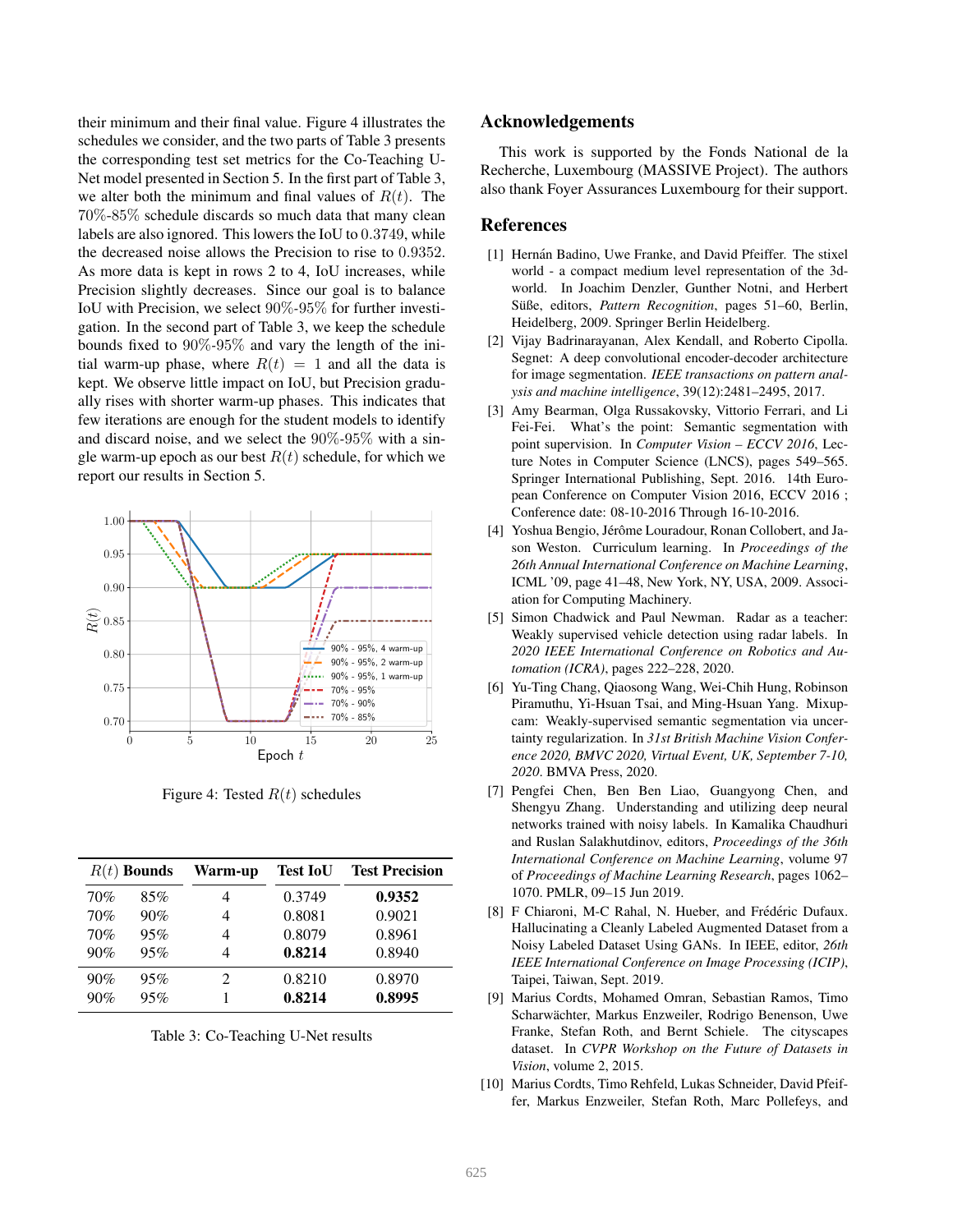their minimum and their final value. Figure 4 illustrates the schedules we consider, and the two parts of Table 3 presents the corresponding test set metrics for the Co-Teaching U-Net model presented in Section 5. In the first part of Table 3, we alter both the minimum and final values of $R(t)$. The 70%-85% schedule discards so much data that many clean labels are also ignored. This lowers the IoU to 0.3749, while the decreased noise allows the Precision to rise to 0.9352. As more data is kept in rows 2 to 4, IoU increases, while Precision slightly decreases. Since our goal is to balance IoU with Precision, we select 90%-95% for further investigation. In the second part of Table 3, we keep the schedule bounds fixed to 90%-95% and vary the length of the initial warm-up phase, where $R(t) = 1$ and all the data is kept. We observe little impact on IoU, but Precision gradually rises with shorter warm-up phases. This indicates that few iterations are enough for the student models to identify and discard noise, and we select the 90%-95% with a single warm-up epoch as our best $R(t)$ schedule, for which we report our results in Section 5.

Figure 4: Tested $R(t)$ schedules

| $R(t)$ Bounds | | Warm-up | Test IoU | Test Precision |
|---|---|---|---|---|
| 70% | 85% | 4 | 0.3749 | **0.9352** |
| 70% | 90% | 4 | 0.8081 | 0.9021 |
| 70% | 95% | 4 | 0.8079 | 0.8961 |
| 90% | 95% | 4 | **0.8214** | 0.8940 |
| 90% | 95% | 2 | 0.8210 | 0.8970 |
| 90% | 95% | 1 | **0.8214** | **0.8995** |

Table 3: Co-Teaching U-Net results

## Acknowledgements

This work is supported by the Fonds National de la Recherche, Luxembourg (MASSIVE Project). The authors also thank Foyer Assurances Luxembourg for their support.

## References

[1] Hernán Badino, Uwe Franke, and David Pfeiffer. The stixel world - a compact medium level representation of the 3d-world. In Joachim Denzler, Gunther Notni, and Herbert Süße, editors, *Pattern Recognition*, pages 51–60, Berlin, Heidelberg, 2009. Springer Berlin Heidelberg.

[2] Vijay Badrinarayanan, Alex Kendall, and Roberto Cipolla. Segnet: A deep convolutional encoder-decoder architecture for image segmentation. *IEEE transactions on pattern analysis and machine intelligence*, 39(12):2481–2495, 2017.

[3] Amy Bearman, Olga Russakovsky, Vittorio Ferrari, and Li Fei-Fei. What's the point: Semantic segmentation with point supervision. In *Computer Vision – ECCV 2016*, Lecture Notes in Computer Science (LNCS), pages 549–565. Springer International Publishing, Sept. 2016. 14th European Conference on Computer Vision 2016, ECCV 2016 ; Conference date: 08-10-2016 Through 16-10-2016.

[4] Yoshua Bengio, Jérôme Louradour, Ronan Collobert, and Jason Weston. Curriculum learning. In *Proceedings of the 26th Annual International Conference on Machine Learning*, ICML '09, page 41–48, New York, NY, USA, 2009. Association for Computing Machinery.

[5] Simon Chadwick and Paul Newman. Radar as a teacher: Weakly supervised vehicle detection using radar labels. In *2020 IEEE International Conference on Robotics and Automation (ICRA)*, pages 222–228, 2020.

[6] Yu-Ting Chang, Qiaosong Wang, Wei-Chih Hung, Robinson Piramuthu, Yi-Hsuan Tsai, and Ming-Hsuan Yang. Mixup-cam: Weakly-supervised semantic segmentation via uncertainty regularization. In *31st British Machine Vision Conference 2020, BMVC 2020, Virtual Event, UK, September 7-10, 2020*. BMVA Press, 2020.

[7] Pengfei Chen, Ben Ben Liao, Guangyong Chen, and Shengyu Zhang. Understanding and utilizing deep neural networks trained with noisy labels. In Kamalika Chaudhuri and Ruslan Salakhutdinov, editors, *Proceedings of the 36th International Conference on Machine Learning*, volume 97 of *Proceedings of Machine Learning Research*, pages 1062–1070. PMLR, 09–15 Jun 2019.

[8] F Chiaroni, M-C Rahal, N. Hueber, and Frédéric Dufaux. Hallucinating a Cleanly Labeled Augmented Dataset from a Noisy Labeled Dataset Using GANs. In IEEE, editor, *26th IEEE International Conference on Image Processing (ICIP)*, Taipei, Taiwan, Sept. 2019.

[9] Marius Cordts, Mohamed Omran, Sebastian Ramos, Timo Scharwächter, Markus Enzweiler, Rodrigo Benenson, Uwe Franke, Stefan Roth, and Bernt Schiele. The cityscapes dataset. In *CVPR Workshop on the Future of Datasets in Vision*, volume 2, 2015.

[10] Marius Cordts, Timo Rehfeld, Lukas Schneider, David Pfeiffer, Markus Enzweiler, Stefan Roth, Marc Pollefeys, and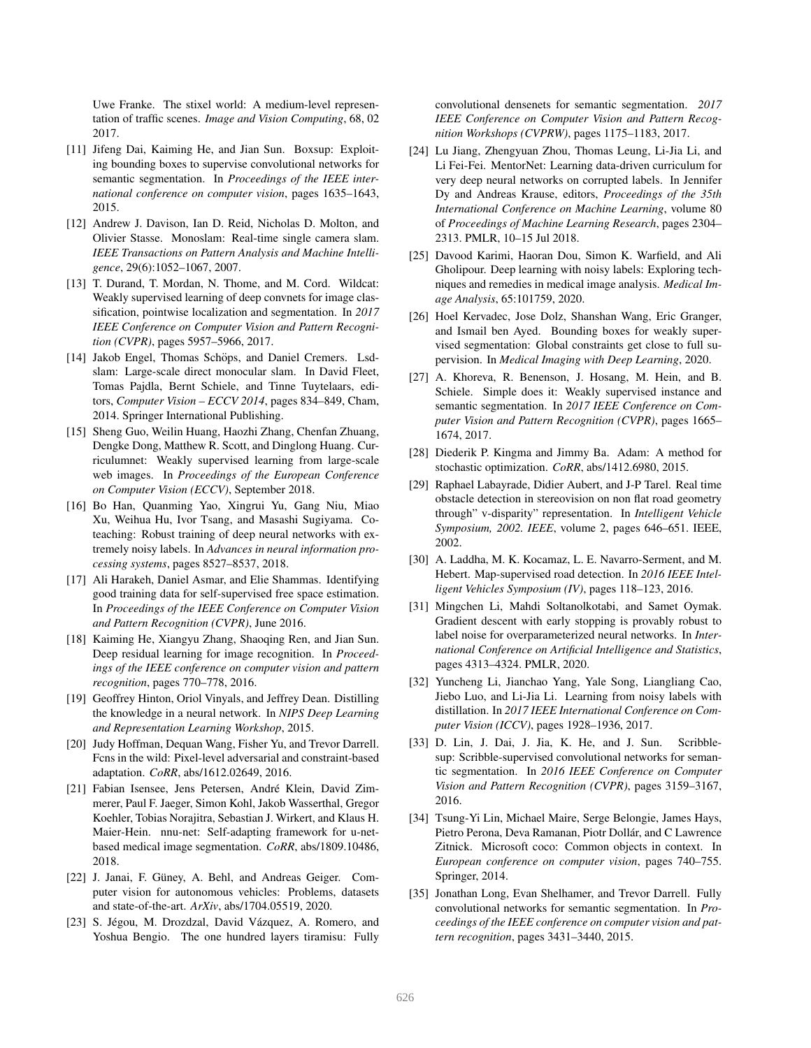Uwe Franke. The stixel world: A medium-level representation of traffic scenes. *Image and Vision Computing*, 68, 02 2017.

[11] Jifeng Dai, Kaiming He, and Jian Sun. Boxsup: Exploiting bounding boxes to supervise convolutional networks for semantic segmentation. In *Proceedings of the IEEE international conference on computer vision*, pages 1635–1643, 2015.

[12] Andrew J. Davison, Ian D. Reid, Nicholas D. Molton, and Olivier Stasse. Monoslam: Real-time single camera slam. *IEEE Transactions on Pattern Analysis and Machine Intelligence*, 29(6):1052–1067, 2007.

[13] T. Durand, T. Mordan, N. Thome, and M. Cord. Wildcat: Weakly supervised learning of deep convnets for image classification, pointwise localization and segmentation. In *2017 IEEE Conference on Computer Vision and Pattern Recognition (CVPR)*, pages 5957–5966, 2017.

[14] Jakob Engel, Thomas Schöps, and Daniel Cremers. Lsd-slam: Large-scale direct monocular slam. In David Fleet, Tomas Pajdla, Bernt Schiele, and Tinne Tuytelaars, editors, *Computer Vision – ECCV 2014*, pages 834–849, Cham, 2014. Springer International Publishing.

[15] Sheng Guo, Weilin Huang, Haozhi Zhang, Chenfan Zhuang, Dengke Dong, Matthew R. Scott, and Dinglong Huang. Curriculumnet: Weakly supervised learning from large-scale web images. In *Proceedings of the European Conference on Computer Vision (ECCV)*, September 2018.

[16] Bo Han, Quanming Yao, Xingrui Yu, Gang Niu, Miao Xu, Weihua Hu, Ivor Tsang, and Masashi Sugiyama. Co-teaching: Robust training of deep neural networks with extremely noisy labels. In *Advances in neural information processing systems*, pages 8527–8537, 2018.

[17] Ali Harakeh, Daniel Asmar, and Elie Shammas. Identifying good training data for self-supervised free space estimation. In *Proceedings of the IEEE Conference on Computer Vision and Pattern Recognition (CVPR)*, June 2016.

[18] Kaiming He, Xiangyu Zhang, Shaoqing Ren, and Jian Sun. Deep residual learning for image recognition. In *Proceedings of the IEEE conference on computer vision and pattern recognition*, pages 770–778, 2016.

[19] Geoffrey Hinton, Oriol Vinyals, and Jeffrey Dean. Distilling the knowledge in a neural network. In *NIPS Deep Learning and Representation Learning Workshop*, 2015.

[20] Judy Hoffman, Dequan Wang, Fisher Yu, and Trevor Darrell. Fcns in the wild: Pixel-level adversarial and constraint-based adaptation. *CoRR*, abs/1612.02649, 2016.

[21] Fabian Isensee, Jens Petersen, André Klein, David Zimmerer, Paul F. Jaeger, Simon Kohl, Jakob Wasserthal, Gregor Koehler, Tobias Norajitra, Sebastian J. Wirkert, and Klaus H. Maier-Hein. nnu-net: Self-adapting framework for u-net-based medical image segmentation. *CoRR*, abs/1809.10486, 2018.

[22] J. Janai, F. Güney, A. Behl, and Andreas Geiger. Computer vision for autonomous vehicles: Problems, datasets and state-of-the-art. *ArXiv*, abs/1704.05519, 2020.

[23] S. Jégou, M. Drozdzal, David Vázquez, A. Romero, and Yoshua Bengio. The one hundred layers tiramisu: Fully convolutional densenets for semantic segmentation. *2017 IEEE Conference on Computer Vision and Pattern Recognition Workshops (CVPRW)*, pages 1175–1183, 2017.

[24] Lu Jiang, Zhengyuan Zhou, Thomas Leung, Li-Jia Li, and Li Fei-Fei. MentorNet: Learning data-driven curriculum for very deep neural networks on corrupted labels. In Jennifer Dy and Andreas Krause, editors, *Proceedings of the 35th International Conference on Machine Learning*, volume 80 of *Proceedings of Machine Learning Research*, pages 2304–2313. PMLR, 10–15 Jul 2018.

[25] Davood Karimi, Haoran Dou, Simon K. Warfield, and Ali Gholipour. Deep learning with noisy labels: Exploring techniques and remedies in medical image analysis. *Medical Image Analysis*, 65:101759, 2020.

[26] Hoel Kervadec, Jose Dolz, Shanshan Wang, Eric Granger, and Ismail ben Ayed. Bounding boxes for weakly supervised segmentation: Global constraints get close to full supervision. In *Medical Imaging with Deep Learning*, 2020.

[27] A. Khoreva, R. Benenson, J. Hosang, M. Hein, and B. Schiele. Simple does it: Weakly supervised instance and semantic segmentation. In *2017 IEEE Conference on Computer Vision and Pattern Recognition (CVPR)*, pages 1665–1674, 2017.

[28] Diederik P. Kingma and Jimmy Ba. Adam: A method for stochastic optimization. *CoRR*, abs/1412.6980, 2015.

[29] Raphael Labayrade, Didier Aubert, and J-P Tarel. Real time obstacle detection in stereovision on non flat road geometry through" v-disparity" representation. In *Intelligent Vehicle Symposium, 2002. IEEE*, volume 2, pages 646–651. IEEE, 2002.

[30] A. Laddha, M. K. Kocamaz, L. E. Navarro-Serment, and M. Hebert. Map-supervised road detection. In *2016 IEEE Intelligent Vehicles Symposium (IV)*, pages 118–123, 2016.

[31] Mingchen Li, Mahdi Soltanolkotabi, and Samet Oymak. Gradient descent with early stopping is provably robust to label noise for overparameterized neural networks. In *International Conference on Artificial Intelligence and Statistics*, pages 4313–4324. PMLR, 2020.

[32] Yuncheng Li, Jianchao Yang, Yale Song, Liangliang Cao, Jiebo Luo, and Li-Jia Li. Learning from noisy labels with distillation. In *2017 IEEE International Conference on Computer Vision (ICCV)*, pages 1928–1936, 2017.

[33] D. Lin, J. Dai, J. Jia, K. He, and J. Sun. Scribblesup: Scribble-supervised convolutional networks for semantic segmentation. In *2016 IEEE Conference on Computer Vision and Pattern Recognition (CVPR)*, pages 3159–3167, 2016.

[34] Tsung-Yi Lin, Michael Maire, Serge Belongie, James Hays, Pietro Perona, Deva Ramanan, Piotr Dollár, and C Lawrence Zitnick. Microsoft coco: Common objects in context. In *European conference on computer vision*, pages 740–755. Springer, 2014.

[35] Jonathan Long, Evan Shelhamer, and Trevor Darrell. Fully convolutional networks for semantic segmentation. In *Proceedings of the IEEE conference on computer vision and pattern recognition*, pages 3431–3440, 2015.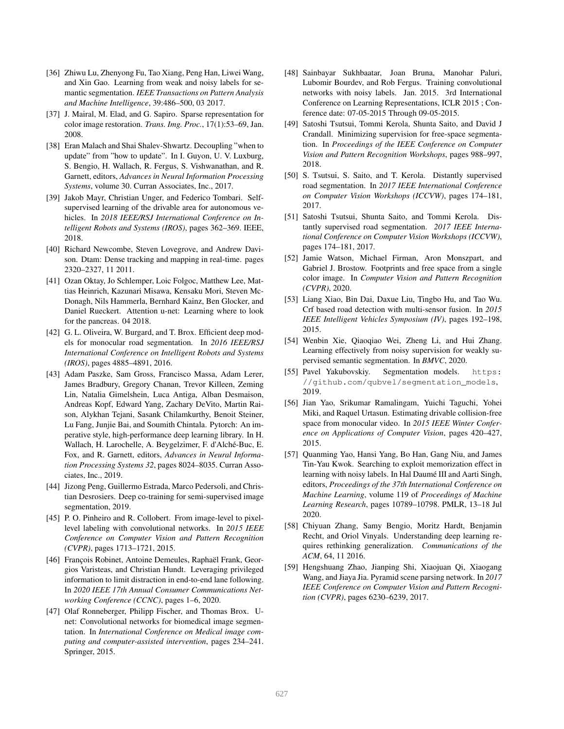[36] Zhiwu Lu, Zhenyong Fu, Tao Xiang, Peng Han, Liwei Wang, and Xin Gao. Learning from weak and noisy labels for semantic segmentation. *IEEE Transactions on Pattern Analysis and Machine Intelligence*, 39:486–500, 03 2017.

[37] J. Mairal, M. Elad, and G. Sapiro. Sparse representation for color image restoration. *Trans. Img. Proc.*, 17(1):53–69, Jan. 2008.

[38] Eran Malach and Shai Shalev-Shwartz. Decoupling "when to update" from "how to update". In I. Guyon, U. V. Luxburg, S. Bengio, H. Wallach, R. Fergus, S. Vishwanathan, and R. Garnett, editors, *Advances in Neural Information Processing Systems*, volume 30. Curran Associates, Inc., 2017.

[39] Jakob Mayr, Christian Unger, and Federico Tombari. Self-supervised learning of the drivable area for autonomous vehicles. In *2018 IEEE/RSJ International Conference on Intelligent Robots and Systems (IROS)*, pages 362–369. IEEE, 2018.

[40] Richard Newcombe, Steven Lovegrove, and Andrew Davison. Dtam: Dense tracking and mapping in real-time. pages 2320–2327, 11 2011.

[41] Ozan Oktay, Jo Schlemper, Loic Folgoc, Matthew Lee, Mattias Heinrich, Kazunari Misawa, Kensaku Mori, Steven McDonagh, Nils Hammerla, Bernhard Kainz, Ben Glocker, and Daniel Rueckert. Attention u-net: Learning where to look for the pancreas. 04 2018.

[42] G. L. Oliveira, W. Burgard, and T. Brox. Efficient deep models for monocular road segmentation. In *2016 IEEE/RSJ International Conference on Intelligent Robots and Systems (IROS)*, pages 4885–4891, 2016.

[43] Adam Paszke, Sam Gross, Francisco Massa, Adam Lerer, James Bradbury, Gregory Chanan, Trevor Killeen, Zeming Lin, Natalia Gimelshein, Luca Antiga, Alban Desmaison, Andreas Kopf, Edward Yang, Zachary DeVito, Martin Raison, Alykhan Tejani, Sasank Chilamkurthy, Benoit Steiner, Lu Fang, Junjie Bai, and Soumith Chintala. Pytorch: An imperative style, high-performance deep learning library. In H. Wallach, H. Larochelle, A. Beygelzimer, F. d'Alché-Buc, E. Fox, and R. Garnett, editors, *Advances in Neural Information Processing Systems 32*, pages 8024–8035. Curran Associates, Inc., 2019.

[44] Jizong Peng, Guillermo Estrada, Marco Pedersoli, and Christian Desrosiers. Deep co-training for semi-supervised image segmentation, 2019.

[45] P. O. Pinheiro and R. Collobert. From image-level to pixel-level labeling with convolutional networks. In *2015 IEEE Conference on Computer Vision and Pattern Recognition (CVPR)*, pages 1713–1721, 2015.

[46] François Robinet, Antoine Demeules, Raphaël Frank, Georgios Varisteas, and Christian Hundt. Leveraging privileged information to limit distraction in end-to-end lane following. In *2020 IEEE 17th Annual Consumer Communications Networking Conference (CCNC)*, pages 1–6, 2020.

[47] Olaf Ronneberger, Philipp Fischer, and Thomas Brox. U-net: Convolutional networks for biomedical image segmentation. In *International Conference on Medical image computing and computer-assisted intervention*, pages 234–241. Springer, 2015.

[48] Sainbayar Sukhbaatar, Joan Bruna, Manohar Paluri, Lubomir Bourdev, and Rob Fergus. Training convolutional networks with noisy labels. Jan. 2015. 3rd International Conference on Learning Representations, ICLR 2015 ; Conference date: 07-05-2015 Through 09-05-2015.

[49] Satoshi Tsutsui, Tommi Kerola, Shunta Saito, and David J Crandall. Minimizing supervision for free-space segmentation. In *Proceedings of the IEEE Conference on Computer Vision and Pattern Recognition Workshops*, pages 988–997, 2018.

[50] S. Tsutsui, S. Saito, and T. Kerola. Distantly supervised road segmentation. In *2017 IEEE International Conference on Computer Vision Workshops (ICCVW)*, pages 174–181, 2017.

[51] Satoshi Tsutsui, Shunta Saito, and Tommi Kerola. Distantly supervised road segmentation. *2017 IEEE International Conference on Computer Vision Workshops (ICCVW)*, pages 174–181, 2017.

[52] Jamie Watson, Michael Firman, Aron Monszpart, and Gabriel J. Brostow. Footprints and free space from a single color image. In *Computer Vision and Pattern Recognition (CVPR)*, 2020.

[53] Liang Xiao, Bin Dai, Daxue Liu, Tingbo Hu, and Tao Wu. Crf based road detection with multi-sensor fusion. In *2015 IEEE Intelligent Vehicles Symposium (IV)*, pages 192–198, 2015.

[54] Wenbin Xie, Qiaoqiao Wei, Zheng Li, and Hui Zhang. Learning effectively from noisy supervision for weakly supervised semantic segmentation. In *BMVC*, 2020.

[55] Pavel Yakubovskiy. Segmentation models. `https://github.com/qubvel/segmentation_models`, 2019.

[56] Jian Yao, Srikumar Ramalingam, Yuichi Taguchi, Yohei Miki, and Raquel Urtasun. Estimating drivable collision-free space from monocular video. In *2015 IEEE Winter Conference on Applications of Computer Vision*, pages 420–427, 2015.

[57] Quanming Yao, Hansi Yang, Bo Han, Gang Niu, and James Tin-Yau Kwok. Searching to exploit memorization effect in learning with noisy labels. In Hal Daumé III and Aarti Singh, editors, *Proceedings of the 37th International Conference on Machine Learning*, volume 119 of *Proceedings of Machine Learning Research*, pages 10789–10798. PMLR, 13–18 Jul 2020.

[58] Chiyuan Zhang, Samy Bengio, Moritz Hardt, Benjamin Recht, and Oriol Vinyals. Understanding deep learning requires rethinking generalization. *Communications of the ACM*, 64, 11 2016.

[59] Hengshuang Zhao, Jianping Shi, Xiaojuan Qi, Xiaogang Wang, and Jiaya Jia. Pyramid scene parsing network. In *2017 IEEE Conference on Computer Vision and Pattern Recognition (CVPR)*, pages 6230–6239, 2017.